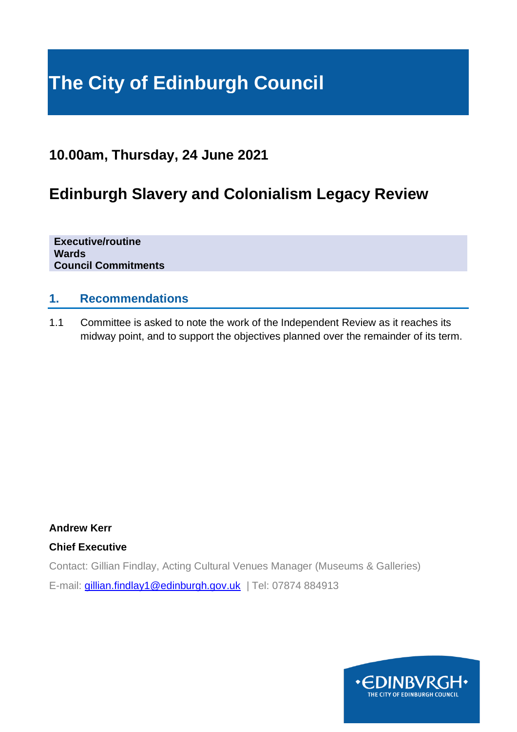# The City of Edinburgh Council

## 10.00am, Thursday, 24 June 2021

## Edinburgh Slavery and Colonialism Legacy Review

**Executive/routine**
**Wards**
**Council Commitments**

### 1. Recommendations

1.1 Committee is asked to note the work of the Independent Review as it reaches its midway point, and to support the objectives planned over the remainder of its term.

**Andrew Kerr**

**Chief Executive**

Contact: Gillian Findlay, Acting Cultural Venues Manager (Museums & Galleries)

E-mail: gillian.findlay1@edinburgh.gov.uk | Tel: 07874 884913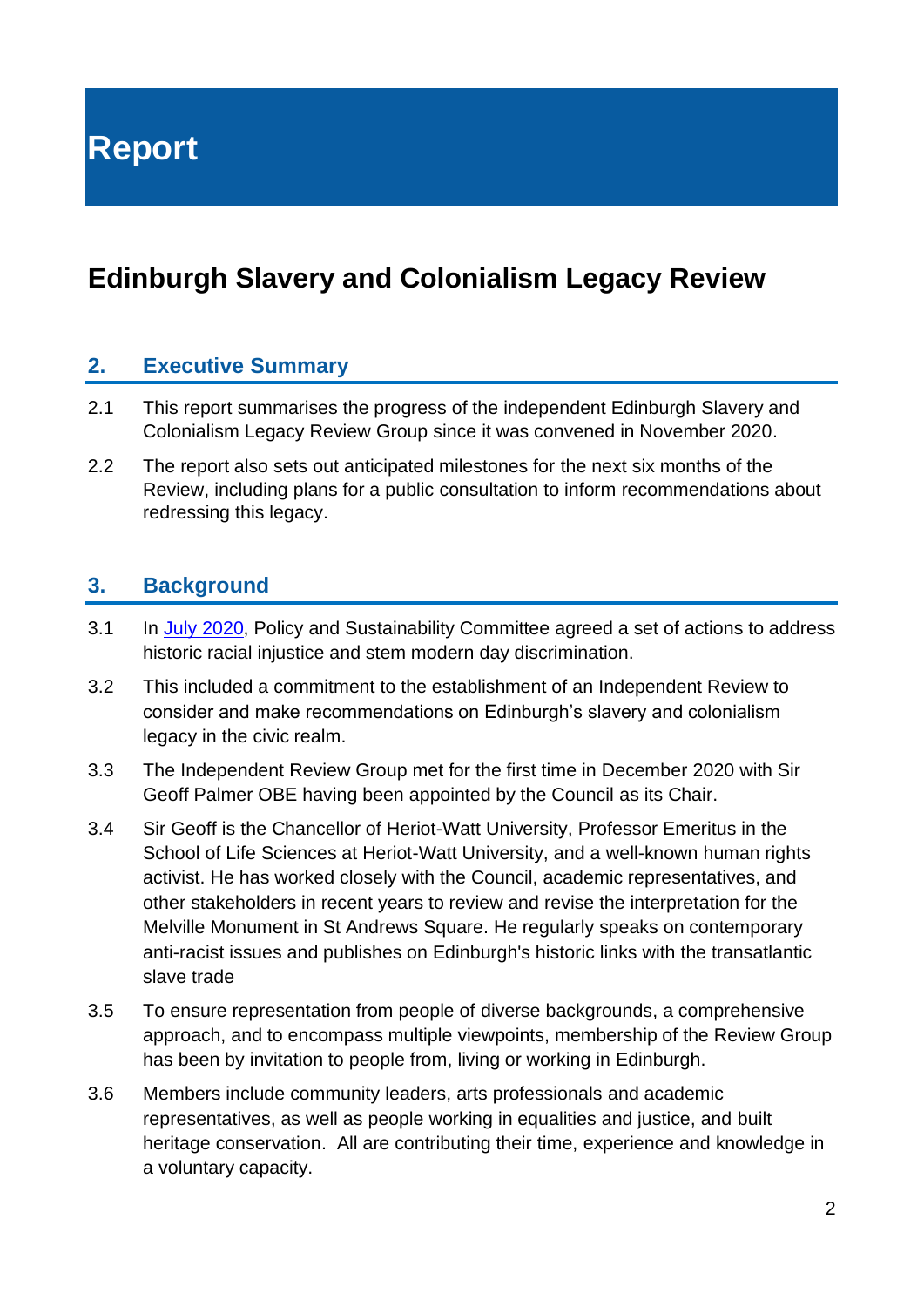# Report

## Edinburgh Slavery and Colonialism Legacy Review

### 2. Executive Summary

2.1 This report summarises the progress of the independent Edinburgh Slavery and Colonialism Legacy Review Group since it was convened in November 2020.

2.2 The report also sets out anticipated milestones for the next six months of the Review, including plans for a public consultation to inform recommendations about redressing this legacy.

### 3. Background

3.1 In July 2020, Policy and Sustainability Committee agreed a set of actions to address historic racial injustice and stem modern day discrimination.

3.2 This included a commitment to the establishment of an Independent Review to consider and make recommendations on Edinburgh's slavery and colonialism legacy in the civic realm.

3.3 The Independent Review Group met for the first time in December 2020 with Sir Geoff Palmer OBE having been appointed by the Council as its Chair.

3.4 Sir Geoff is the Chancellor of Heriot-Watt University, Professor Emeritus in the School of Life Sciences at Heriot-Watt University, and a well-known human rights activist. He has worked closely with the Council, academic representatives, and other stakeholders in recent years to review and revise the interpretation for the Melville Monument in St Andrews Square. He regularly speaks on contemporary anti-racist issues and publishes on Edinburgh's historic links with the transatlantic slave trade

3.5 To ensure representation from people of diverse backgrounds, a comprehensive approach, and to encompass multiple viewpoints, membership of the Review Group has been by invitation to people from, living or working in Edinburgh.

3.6 Members include community leaders, arts professionals and academic representatives, as well as people working in equalities and justice, and built heritage conservation. All are contributing their time, experience and knowledge in a voluntary capacity.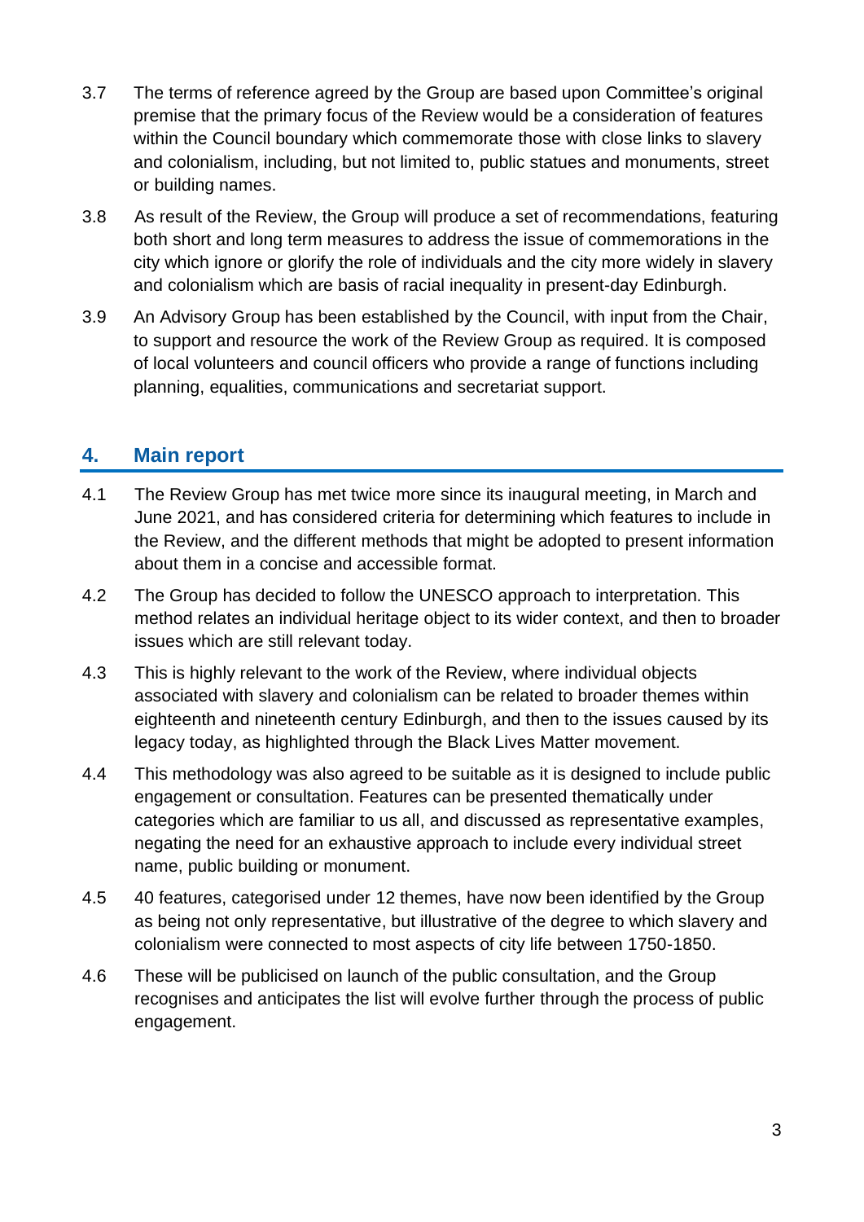3.7 The terms of reference agreed by the Group are based upon Committee's original premise that the primary focus of the Review would be a consideration of features within the Council boundary which commemorate those with close links to slavery and colonialism, including, but not limited to, public statues and monuments, street or building names.

3.8 As result of the Review, the Group will produce a set of recommendations, featuring both short and long term measures to address the issue of commemorations in the city which ignore or glorify the role of individuals and the city more widely in slavery and colonialism which are basis of racial inequality in present-day Edinburgh.

3.9 An Advisory Group has been established by the Council, with input from the Chair, to support and resource the work of the Review Group as required. It is composed of local volunteers and council officers who provide a range of functions including planning, equalities, communications and secretariat support.

## 4. Main report

4.1 The Review Group has met twice more since its inaugural meeting, in March and June 2021, and has considered criteria for determining which features to include in the Review, and the different methods that might be adopted to present information about them in a concise and accessible format.

4.2 The Group has decided to follow the UNESCO approach to interpretation. This method relates an individual heritage object to its wider context, and then to broader issues which are still relevant today.

4.3 This is highly relevant to the work of the Review, where individual objects associated with slavery and colonialism can be related to broader themes within eighteenth and nineteenth century Edinburgh, and then to the issues caused by its legacy today, as highlighted through the Black Lives Matter movement.

4.4 This methodology was also agreed to be suitable as it is designed to include public engagement or consultation. Features can be presented thematically under categories which are familiar to us all, and discussed as representative examples, negating the need for an exhaustive approach to include every individual street name, public building or monument.

4.5 40 features, categorised under 12 themes, have now been identified by the Group as being not only representative, but illustrative of the degree to which slavery and colonialism were connected to most aspects of city life between 1750-1850.

4.6 These will be publicised on launch of the public consultation, and the Group recognises and anticipates the list will evolve further through the process of public engagement.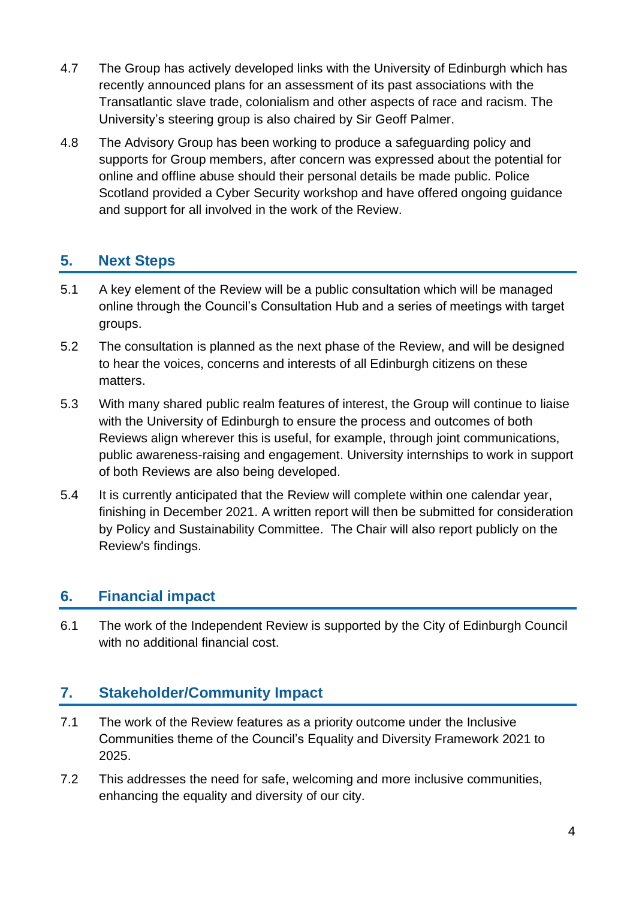4.7 The Group has actively developed links with the University of Edinburgh which has recently announced plans for an assessment of its past associations with the Transatlantic slave trade, colonialism and other aspects of race and racism. The University's steering group is also chaired by Sir Geoff Palmer.

4.8 The Advisory Group has been working to produce a safeguarding policy and supports for Group members, after concern was expressed about the potential for online and offline abuse should their personal details be made public. Police Scotland provided a Cyber Security workshop and have offered ongoing guidance and support for all involved in the work of the Review.

## 5. Next Steps

5.1 A key element of the Review will be a public consultation which will be managed online through the Council's Consultation Hub and a series of meetings with target groups.

5.2 The consultation is planned as the next phase of the Review, and will be designed to hear the voices, concerns and interests of all Edinburgh citizens on these matters.

5.3 With many shared public realm features of interest, the Group will continue to liaise with the University of Edinburgh to ensure the process and outcomes of both Reviews align wherever this is useful, for example, through joint communications, public awareness-raising and engagement. University internships to work in support of both Reviews are also being developed.

5.4 It is currently anticipated that the Review will complete within one calendar year, finishing in December 2021. A written report will then be submitted for consideration by Policy and Sustainability Committee. The Chair will also report publicly on the Review's findings.

## 6. Financial impact

6.1 The work of the Independent Review is supported by the City of Edinburgh Council with no additional financial cost.

## 7. Stakeholder/Community Impact

7.1 The work of the Review features as a priority outcome under the Inclusive Communities theme of the Council's Equality and Diversity Framework 2021 to 2025.

7.2 This addresses the need for safe, welcoming and more inclusive communities, enhancing the equality and diversity of our city.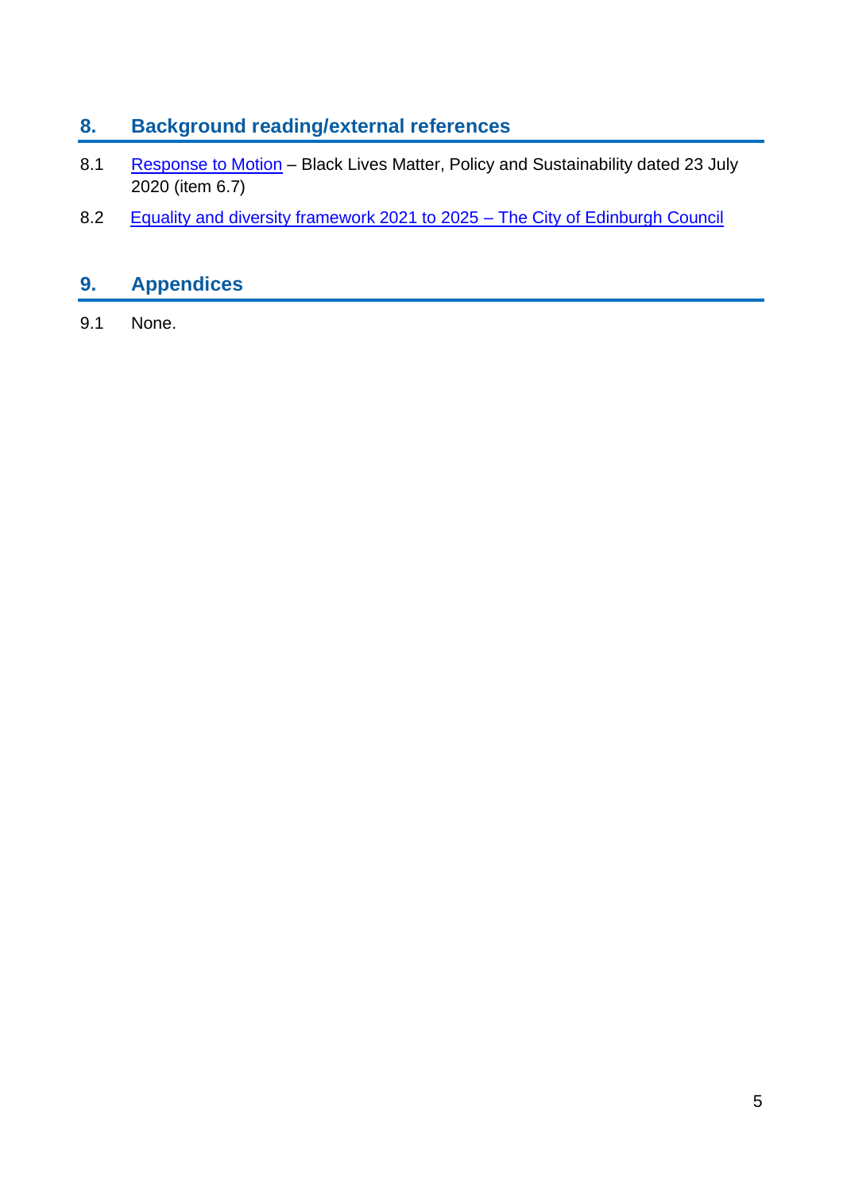## 8. Background reading/external references

8.1 Response to Motion – Black Lives Matter, Policy and Sustainability dated 23 July 2020 (item 6.7)

8.2 Equality and diversity framework 2021 to 2025 – The City of Edinburgh Council

## 9. Appendices

9.1 None.